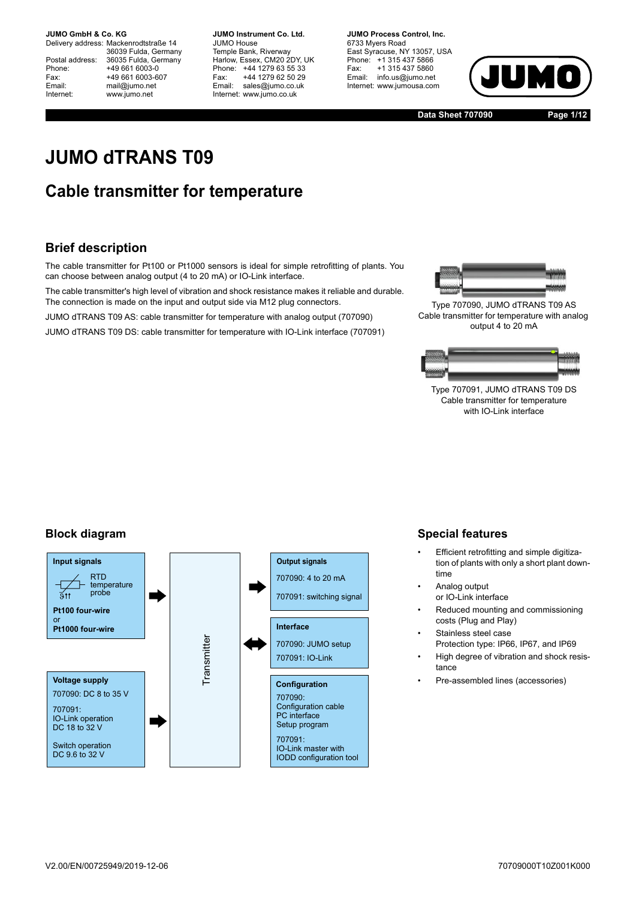**JUMO GmbH & Co. KG**
Delivery address: Mackenrodtstraße 14
36039 Fulda, Germany
Postal address: 36035 Fulda, Germany
Phone: +49 661 6003-0
Fax: +49 661 6003-607
Email: mail@jumo.net
Internet: www.jumo.net

**JUMO Instrument Co. Ltd.**
JUMO House
Temple Bank, Riverway
Harlow, Essex, CM20 2DY, UK
Phone: +44 1279 63 55 33
Fax: +44 1279 62 50 29
Email: sales@jumo.co.uk
Internet: www.jumo.co.uk

**JUMO Process Control, Inc.**
6733 Myers Road
East Syracuse, NY 13057, USA
Phone: +1 315 437 5866
Fax: +1 315 437 5860
Email: info.us@jumo.net
Internet: www.jumousa.com

**Data Sheet 707090**

# JUMO dTRANS T09

## Cable transmitter for temperature

### Brief description

The cable transmitter for Pt100 or Pt1000 sensors is ideal for simple retrofitting of plants. You can choose between analog output (4 to 20 mA) or IO-Link interface.

The cable transmitter's high level of vibration and shock resistance makes it reliable and durable. The connection is made on the input and output side via M12 plug connectors.

JUMO dTRANS T09 AS: cable transmitter for temperature with analog output (707090)

JUMO dTRANS T09 DS: cable transmitter for temperature with IO-Link interface (707091)

Type 707090, JUMO dTRANS T09 AS
Cable transmitter for temperature with analog output 4 to 20 mA

Type 707091, JUMO dTRANS T09 DS
Cable transmitter for temperature with IO-Link interface

### Block diagram

**Input signals**
RTD temperature probe
**Pt100 four-wire**
or
**Pt1000 four-wire**

**Voltage supply**
707090: DC 8 to 35 V
707091:
IO-Link operation
DC 18 to 32 V
Switch operation
DC 9.6 to 32 V

Transmitter

**Output signals**
707090: 4 to 20 mA
707091: switching signal

**Interface**
707090: JUMO setup
707091: IO-Link

**Configuration**
707090:
Configuration cable
PC interface
Setup program
707091:
IO-Link master with IODD configuration tool

### Special features

- Efficient retrofitting and simple digitization of plants with only a short plant downtime
- Analog output or IO-Link interface
- Reduced mounting and commissioning costs (Plug and Play)
- Stainless steel case
  Protection type: IP66, IP67, and IP69
- High degree of vibration and shock resistance
- Pre-assembled lines (accessories)

V2.00/EN/00725949/2019-12-06 70709000T10Z001K000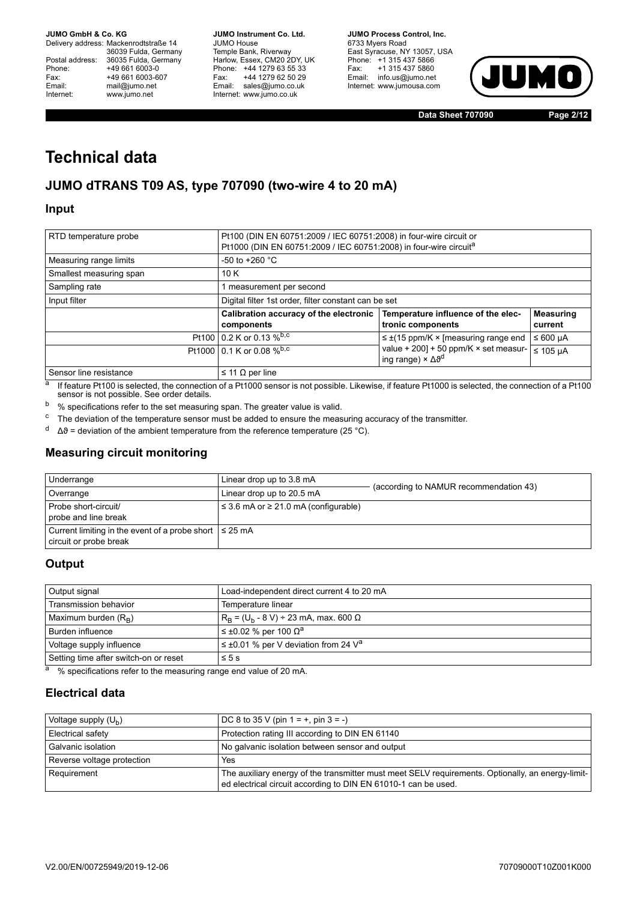# Technical data

## JUMO dTRANS T09 AS, type 707090 (two-wire 4 to 20 mA)

### Input

| RTD temperature probe | Pt100 (DIN EN 60751:2009 / IEC 60751:2008) in four-wire circuit or Pt1000 (DIN EN 60751:2009 / IEC 60751:2008) in four-wire circuit[a] | | |
|---|---|---|---|
| Measuring range limits | -50 to +260 °C | | |
| Smallest measuring span | 10 K | | |
| Sampling rate | 1 measurement per second | | |
| Input filter | Digital filter 1st order, filter constant can be set | | |
| | **Calibration accuracy of the electronic components** | **Temperature influence of the electronic components** | **Measuring current** |
| Pt100 | 0.2 K or 0.13 %[b,c] | ≤ ±(15 ppm/K × [measuring range end value + 200] + 50 ppm/K × set measuring range) × $\Delta\vartheta$[d] | ≤ 600 µA |
| Pt1000 | 0.1 K or 0.08 %[b,c] | | ≤ 105 µA |
| Sensor line resistance | ≤ 11 Ω per line | | |

[a] If feature Pt100 is selected, the connection of a Pt1000 sensor is not possible. Likewise, if feature Pt1000 is selected, the connection of a Pt100 sensor is not possible. See order details.

[b] % specifications refer to the set measuring span. The greater value is valid.

[c] The deviation of the temperature sensor must be added to ensure the measuring accuracy of the transmitter.

[d] $\Delta\vartheta$ = deviation of the ambient temperature from the reference temperature (25 °C).

### Measuring circuit monitoring

| Underrange | Linear drop up to 3.8 mA | (according to NAMUR recommendation 43) |
|---|---|---|
| Overrange | Linear drop up to 20.5 mA | |
| Probe short-circuit/ probe and line break | ≤ 3.6 mA or ≥ 21.0 mA (configurable) | |
| Current limiting in the event of a probe short circuit or probe break | ≤ 25 mA | |

### Output

| Output signal | Load-independent direct current 4 to 20 mA |
|---|---|
| Transmission behavior | Temperature linear |
| Maximum burden ($R_B$) | $R_B = (U_b - 8\ V) \div 23\ mA$, max. 600 Ω |
| Burden influence | ≤ ±0.02 % per 100 Ω[a] |
| Voltage supply influence | ≤ ±0.01 % per V deviation from 24 V[a] |
| Setting time after switch-on or reset | ≤ 5 s |

[a] % specifications refer to the measuring range end value of 20 mA.

### Electrical data

| Voltage supply ($U_b$) | DC 8 to 35 V (pin 1 = +, pin 3 = -) |
|---|---|
| Electrical safety | Protection rating III according to DIN EN 61140 |
| Galvanic isolation | No galvanic isolation between sensor and output |
| Reverse voltage protection | Yes |
| Requirement | The auxiliary energy of the transmitter must meet SELV requirements. Optionally, an energy-limited electrical circuit according to DIN EN 61010-1 can be used. |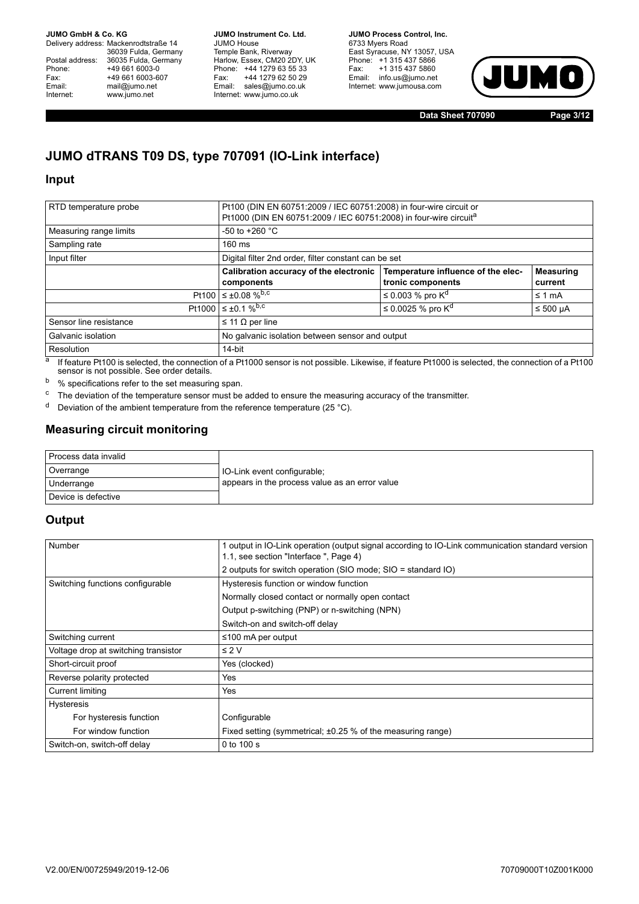## JUMO dTRANS T09 DS, type 707091 (IO-Link interface)

### Input

| | | | |
|---|---|---|---|
| RTD temperature probe | Pt100 (DIN EN 60751:2009 / IEC 60751:2008) in four-wire circuit or Pt1000 (DIN EN 60751:2009 / IEC 60751:2008) in four-wire circuit[a] | | |
| Measuring range limits | -50 to +260 °C | | |
| Sampling rate | 160 ms | | |
| Input filter | Digital filter 2nd order, filter constant can be set | | |
| | **Calibration accuracy of the electronic components** | **Temperature influence of the electronic components** | **Measuring current** |
| Pt100 | ≤ ±0.08 %[b,c] | ≤ 0.003 % pro K[d] | ≤ 1 mA |
| Pt1000 | ≤ ±0.1 %[b,c] | ≤ 0.0025 % pro K[d] | ≤ 500 µA |
| Sensor line resistance | ≤ 11 Ω per line | | |
| Galvanic isolation | No galvanic isolation between sensor and output | | |
| Resolution | 14-bit | | |

[a] If feature Pt100 is selected, the connection of a Pt1000 sensor is not possible. Likewise, if feature Pt1000 is selected, the connection of a Pt100 sensor is not possible. See order details.

[b] % specifications refer to the set measuring span.

[c] The deviation of the temperature sensor must be added to ensure the measuring accuracy of the transmitter.

[d] Deviation of the ambient temperature from the reference temperature (25 °C).

### Measuring circuit monitoring

| | |
|---|---|
| Process data invalid | IO-Link event configurable; appears in the process value as an error value |
| Overrange | |
| Underrange | |
| Device is defective | |

### Output

| | |
|---|---|
| Number | 1 output in IO-Link operation (output signal according to IO-Link communication standard version 1.1, see section "Interface ", Page 4) |
| | 2 outputs for switch operation (SIO mode; SIO = standard IO) |
| Switching functions configurable | Hysteresis function or window function |
| | Normally closed contact or normally open contact |
| | Output p-switching (PNP) or n-switching (NPN) |
| | Switch-on and switch-off delay |
| Switching current | ≤100 mA per output |
| Voltage drop at switching transistor | ≤ 2 V |
| Short-circuit proof | Yes (clocked) |
| Reverse polarity protected | Yes |
| Current limiting | Yes |
| Hysteresis | |
| For hysteresis function | Configurable |
| For window function | Fixed setting (symmetrical; ±0.25 % of the measuring range) |
| Switch-on, switch-off delay | 0 to 100 s |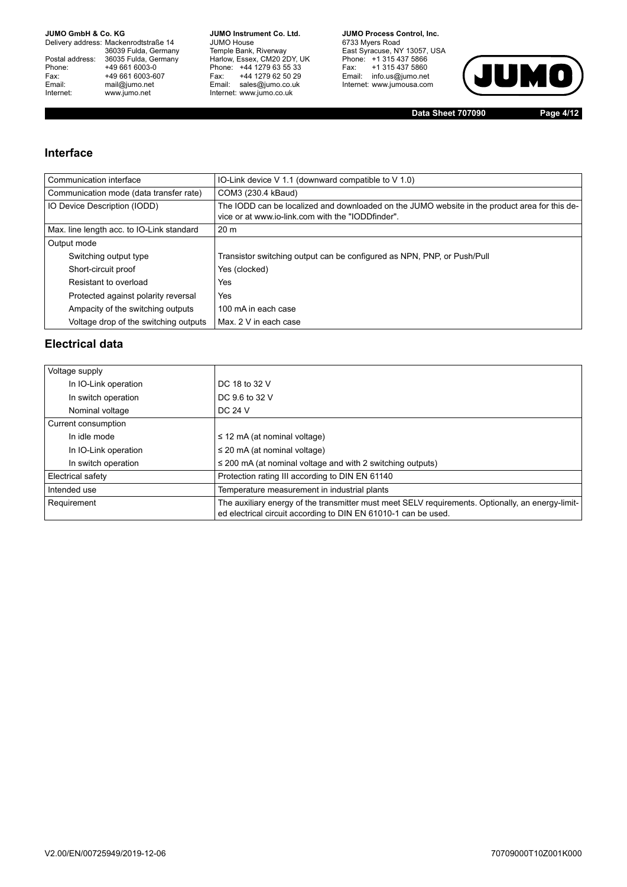## Interface

| | |
|---|---|
| Communication interface | IO-Link device V 1.1 (downward compatible to V 1.0) |
| Communication mode (data transfer rate) | COM3 (230.4 kBaud) |
| IO Device Description (IODD) | The IODD can be localized and downloaded on the JUMO website in the product area for this device or at www.io-link.com with the "IODDfinder". |
| Max. line length acc. to IO-Link standard | 20 m |
| Output mode | |
| Switching output type | Transistor switching output can be configured as NPN, PNP, or Push/Pull |
| Short-circuit proof | Yes (clocked) |
| Resistant to overload | Yes |
| Protected against polarity reversal | Yes |
| Ampacity of the switching outputs | 100 mA in each case |
| Voltage drop of the switching outputs | Max. 2 V in each case |

## Electrical data

| | |
|---|---|
| Voltage supply | |
| In IO-Link operation | DC 18 to 32 V |
| In switch operation | DC 9.6 to 32 V |
| Nominal voltage | DC 24 V |
| Current consumption | |
| In idle mode | ≤ 12 mA (at nominal voltage) |
| In IO-Link operation | ≤ 20 mA (at nominal voltage) |
| In switch operation | ≤ 200 mA (at nominal voltage and with 2 switching outputs) |
| Electrical safety | Protection rating III according to DIN EN 61140 |
| Intended use | Temperature measurement in industrial plants |
| Requirement | The auxiliary energy of the transmitter must meet SELV requirements. Optionally, an energy-limited electrical circuit according to DIN EN 61010-1 can be used. |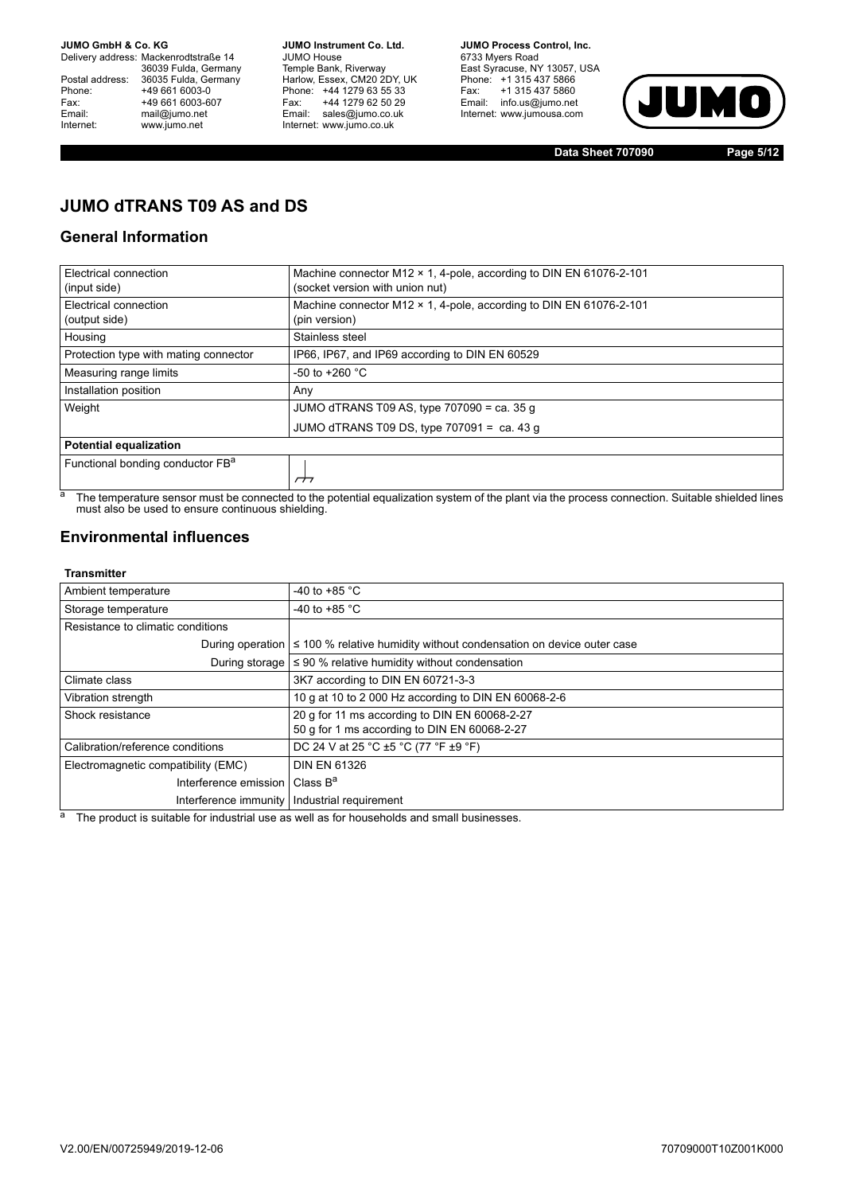# JUMO dTRANS T09 AS and DS

## General Information

| | |
|---|---|
| Electrical connection (input side) | Machine connector M12 × 1, 4-pole, according to DIN EN 61076-2-101 (socket version with union nut) |
| Electrical connection (output side) | Machine connector M12 × 1, 4-pole, according to DIN EN 61076-2-101 (pin version) |
| Housing | Stainless steel |
| Protection type with mating connector | IP66, IP67, and IP69 according to DIN EN 60529 |
| Measuring range limits | -50 to +260 °C |
| Installation position | Any |
| Weight | JUMO dTRANS T09 AS, type 707090 = ca. 35 g |
| | JUMO dTRANS T09 DS, type 707091 = ca. 43 g |
| **Potential equalization** | |
| Functional bonding conductor FB[a] | ⏚ |

[a] The temperature sensor must be connected to the potential equalization system of the plant via the process connection. Suitable shielded lines must also be used to ensure continuous shielding.

## Environmental influences

**Transmitter**

| | |
|---|---|
| Ambient temperature | -40 to +85 °C |
| Storage temperature | -40 to +85 °C |
| Resistance to climatic conditions | |
| During operation | ≤ 100 % relative humidity without condensation on device outer case |
| During storage | ≤ 90 % relative humidity without condensation |
| Climate class | 3K7 according to DIN EN 60721-3-3 |
| Vibration strength | 10 g at 10 to 2 000 Hz according to DIN EN 60068-2-6 |
| Shock resistance | 20 g for 11 ms according to DIN EN 60068-2-27<br>50 g for 1 ms according to DIN EN 60068-2-27 |
| Calibration/reference conditions | DC 24 V at 25 °C ±5 °C (77 °F ±9 °F) |
| Electromagnetic compatibility (EMC) | DIN EN 61326 |
| Interference emission | Class B[a] |
| Interference immunity | Industrial requirement |

[a] The product is suitable for industrial use as well as for households and small businesses.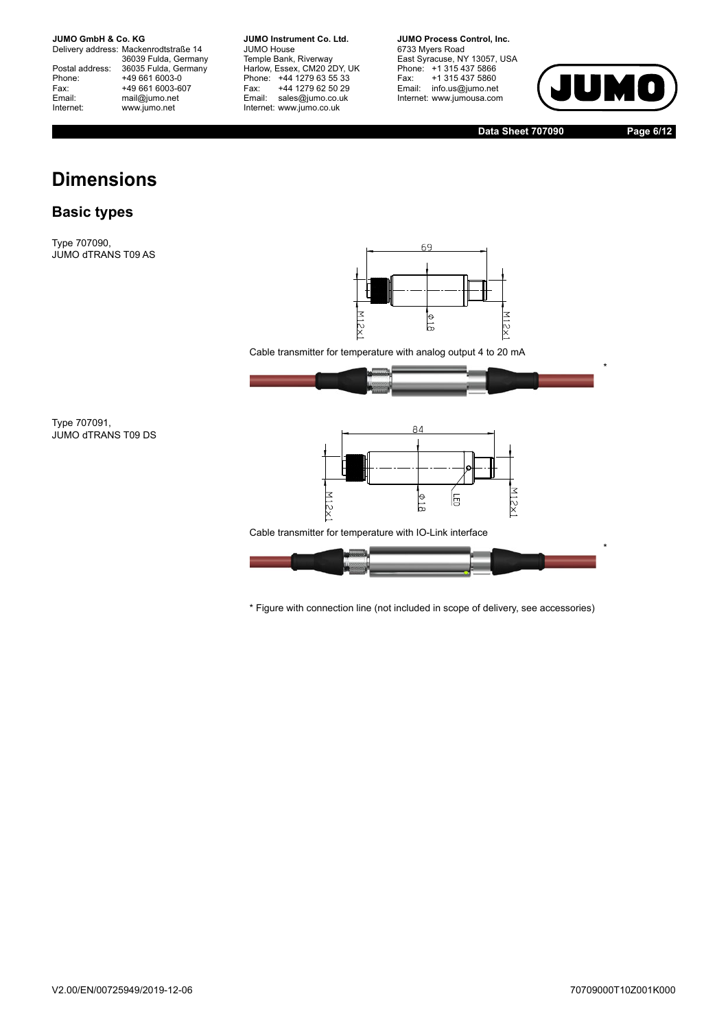# Dimensions

## Basic types

Type 707090,
JUMO dTRANS T09 AS

Cable transmitter for temperature with analog output 4 to 20 mA

Type 707091,
JUMO dTRANS T09 DS

Cable transmitter for temperature with IO-Link interface

* Figure with connection line (not included in scope of delivery, see accessories)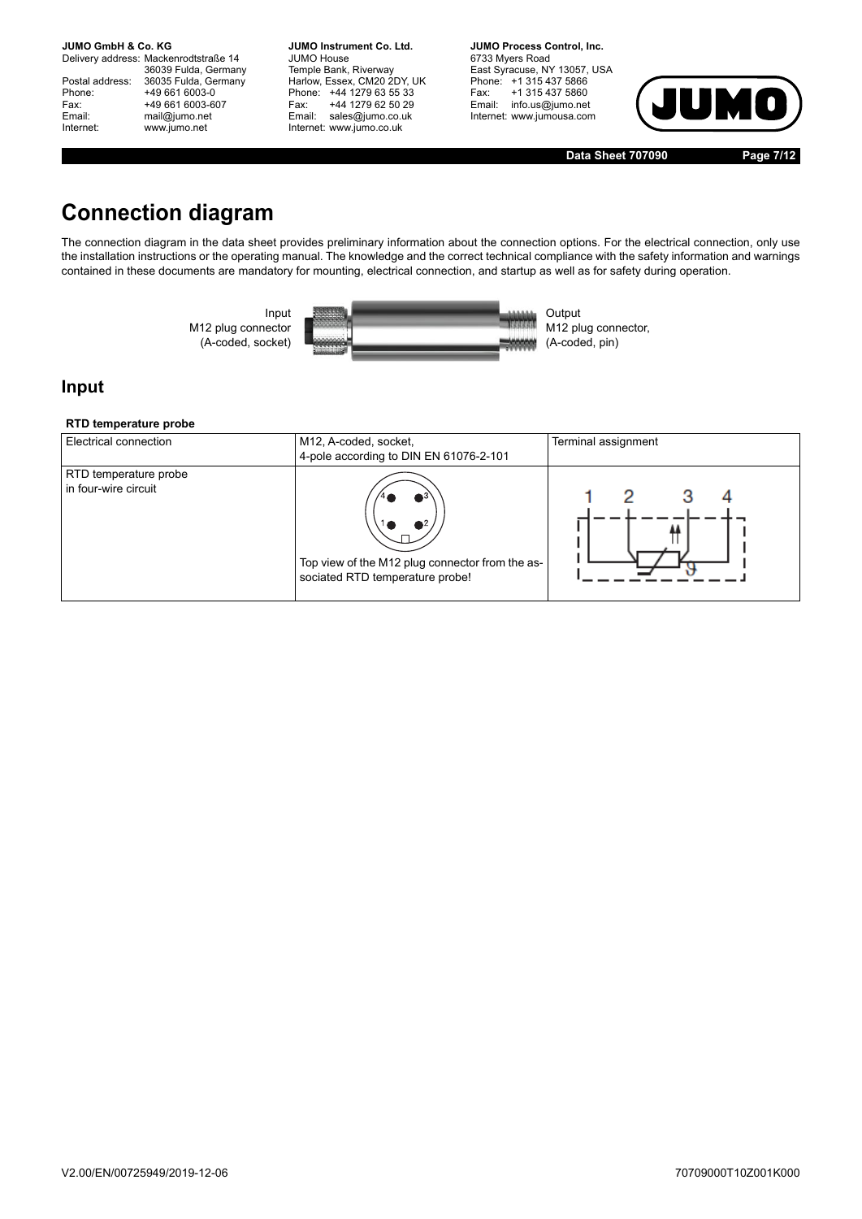# Connection diagram

The connection diagram in the data sheet provides preliminary information about the connection options. For the electrical connection, only use the installation instructions or the operating manual. The knowledge and the correct technical compliance with the safety information and warnings contained in these documents are mandatory for mounting, electrical connection, and startup as well as for safety during operation.

Input
M12 plug connector
(A-coded, socket)

Output
M12 plug connector,
(A-coded, pin)

## Input

**RTD temperature probe**

| Electrical connection | M12, A-coded, socket, 4-pole according to DIN EN 61076-2-101 | Terminal assignment |
|---|---|---|
| RTD temperature probe in four-wire circuit | Top view of the M12 plug connector from the associated RTD temperature probe! | 1 2 3 4 |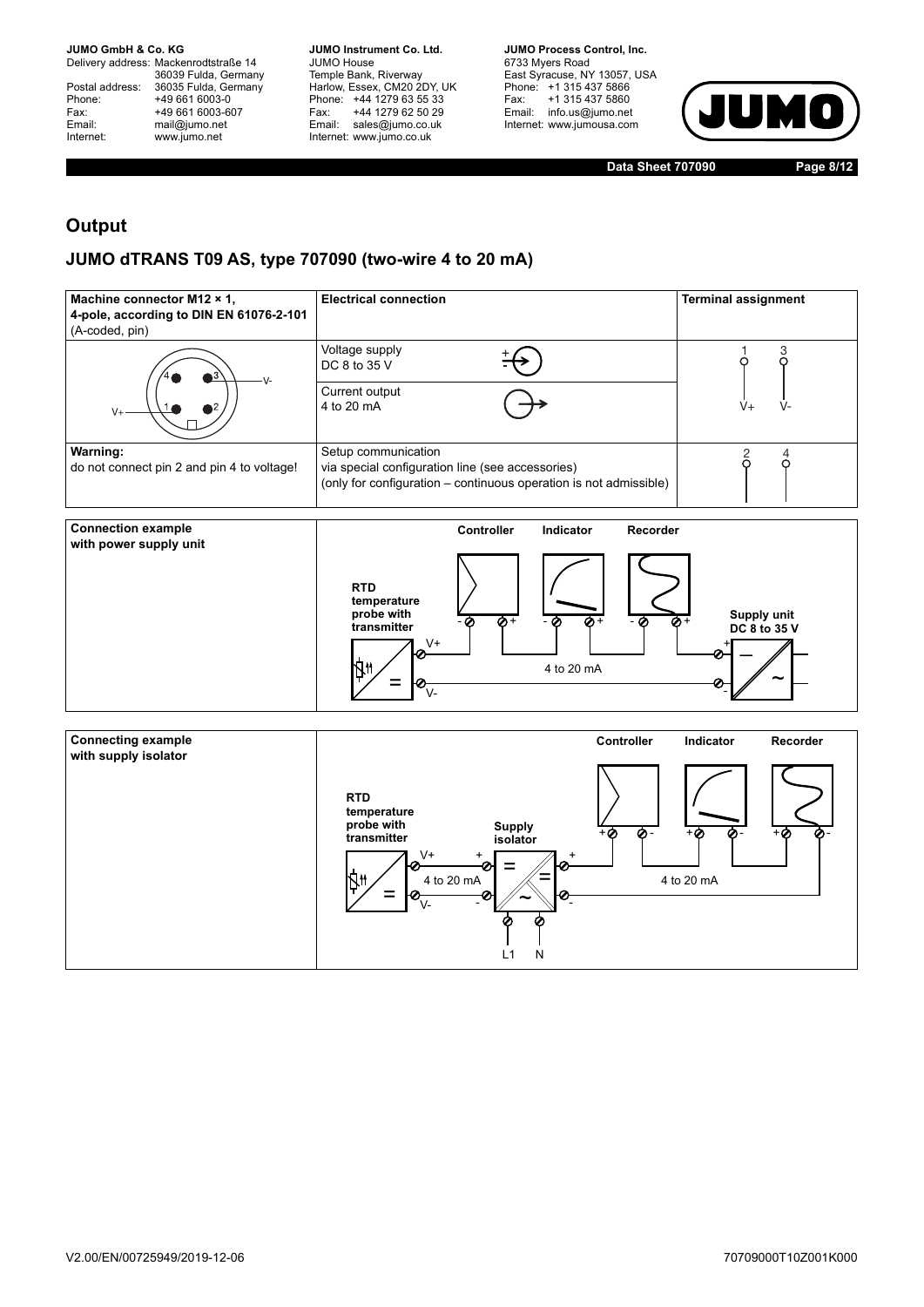## Output

## JUMO dTRANS T09 AS, type 707090 (two-wire 4 to 20 mA)

| Machine connector M12 × 1, 4-pole, according to DIN EN 61076-2-101 (A-coded, pin) | Electrical connection | Terminal assignment |
|---|---|---|
| 1 V+, 3 V- | Voltage supply DC 8 to 35 V<br>Current output 4 to 20 mA | 1 V+, 3 V- |
| **Warning:** do not connect pin 2 and pin 4 to voltage! | Setup communication via special configuration line (see accessories) (only for configuration – continuous operation is not admissible) | 2, 4 |

**Connection example with power supply unit**

Controller, Indicator, Recorder

RTD temperature probe with transmitter — V+, V- — 4 to 20 mA — Supply unit DC 8 to 35 V

**Connecting example with supply isolator**

Controller, Indicator, Recorder

RTD temperature probe with transmitter — V+, V- — 4 to 20 mA — Supply isolator (L1, N) — 4 to 20 mA

V2.00/EN/00725949/2019-12-06 70709000T10Z001K000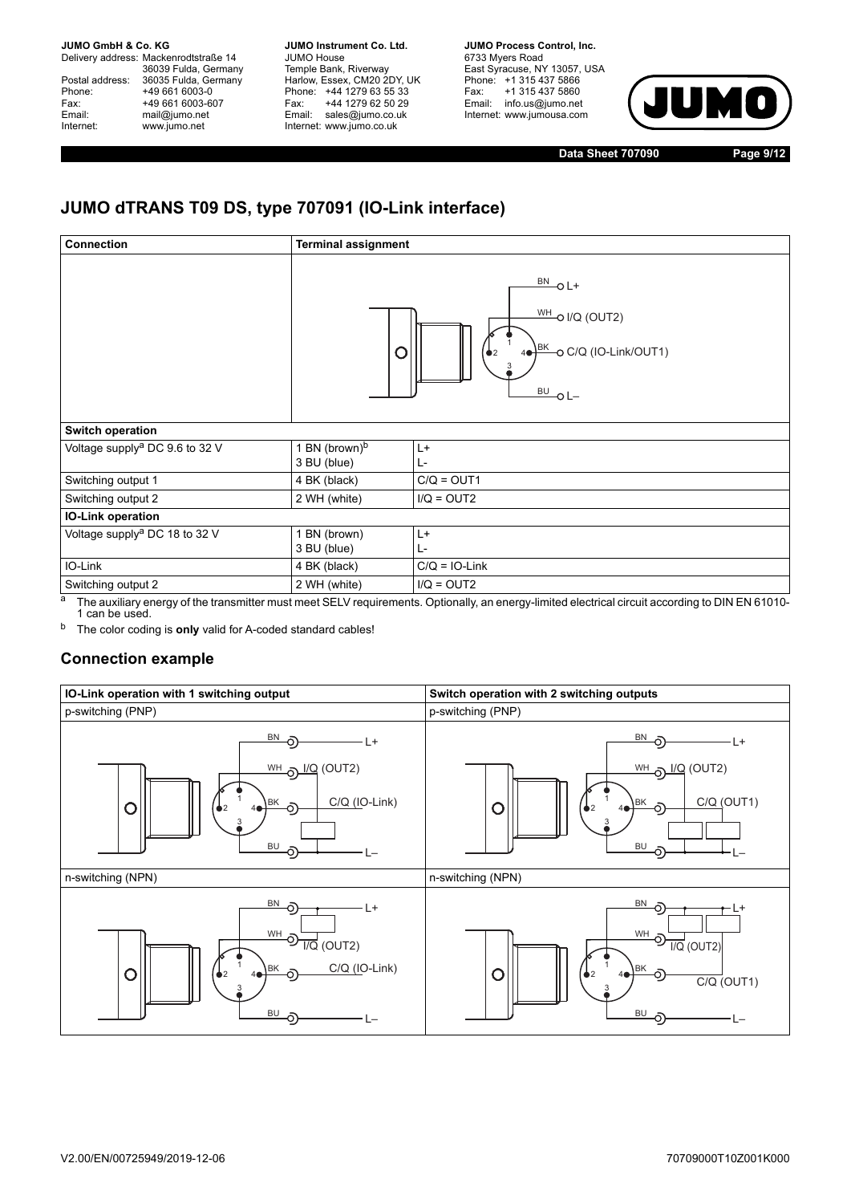## JUMO dTRANS T09 DS, type 707091 (IO-Link interface)

| Connection | Terminal assignment | |
|---|---|---|
| | | |
| **Switch operation** | | |
| Voltage supply[a] DC 9.6 to 32 V | 1 BN (brown)[b]<br>3 BU (blue) | L+<br>L- |
| Switching output 1 | 4 BK (black) | C/Q = OUT1 |
| Switching output 2 | 2 WH (white) | I/Q = OUT2 |
| **IO-Link operation** | | |
| Voltage supply[a] DC 18 to 32 V | 1 BN (brown)<br>3 BU (blue) | L+<br>L- |
| IO-Link | 4 BK (black) | C/Q = IO-Link |
| Switching output 2 | 2 WH (white) | I/Q = OUT2 |

[a] The auxiliary energy of the transmitter must meet SELV requirements. Optionally, an energy-limited electrical circuit according to DIN EN 61010-1 can be used.

[b] The color coding is **only** valid for A-coded standard cables!

### Connection example

| IO-Link operation with 1 switching output | Switch operation with 2 switching outputs |
|---|---|
| p-switching (PNP) | p-switching (PNP) |
| n-switching (NPN) | n-switching (NPN) |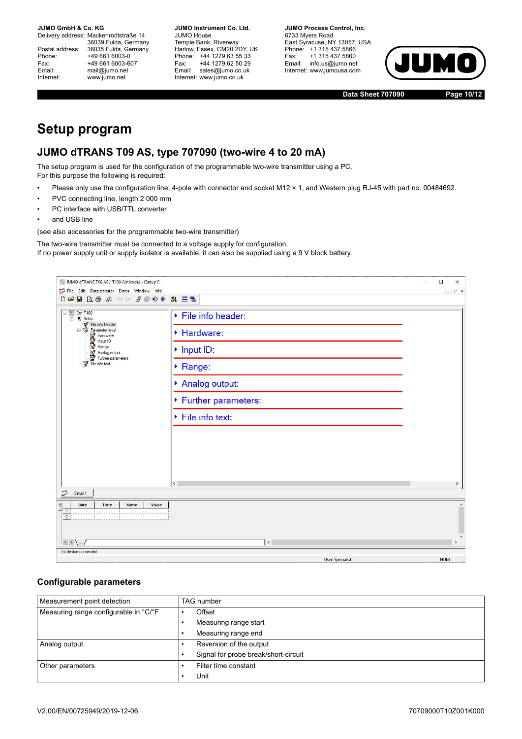# Setup program

## JUMO dTRANS T09 AS, type 707090 (two-wire 4 to 20 mA)

The setup program is used for the configuration of the programmable two-wire transmitter using a PC.
For this purpose the following is required:

- Please only use the configuration line, 4-pole with connector and socket M12 × 1, and Western plug RJ-45 with part no. 00484692.
- PVC connecting line, length 2 000 mm
- PC interface with USB/TTL converter
- and USB line

(see also accessories for the programmable two-wire transmitter)

The two-wire transmitter must be connected to a voltage supply for configuration.
If no power supply unit or supply isolator is available, it can also be supplied using a 9 V block battery.

### Configurable parameters

| Measurement point detection | TAG number |
|---|---|
| Measuring range configurable in °C/°F | • Offset<br>• Measuring range start<br>• Measuring range end |
| Analog output | • Reversion of the output<br>• Signal for probe break/short-circuit |
| Other parameters | • Filter time constant<br>• Unit |

V2.00/EN/00725949/2019-12-06 70709000T10Z001K000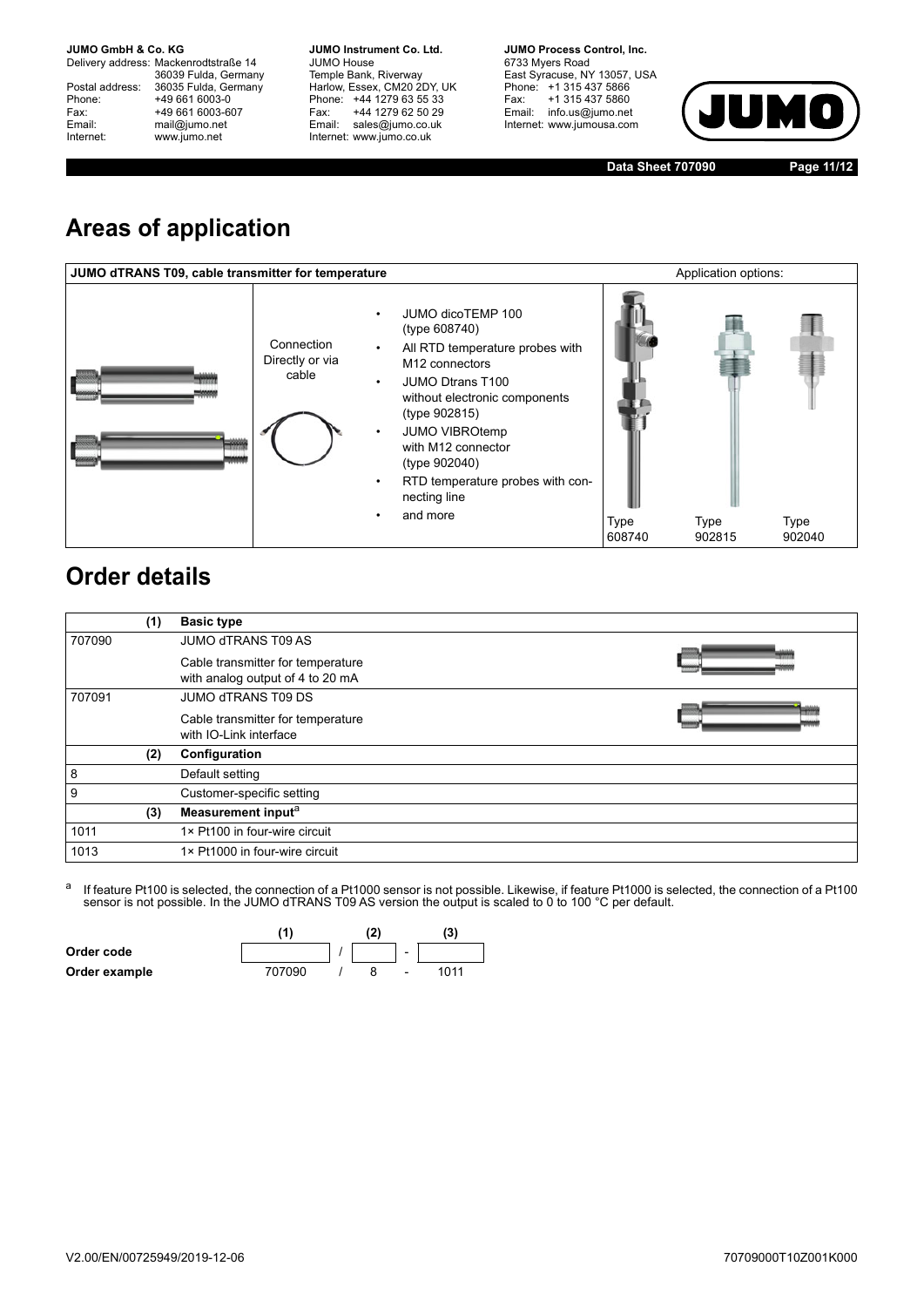## Areas of application

| JUMO dTRANS T09, cable transmitter for temperature | | | Application options: | | |
|---|---|---|---|---|---|
| | Connection Directly or via cable | • JUMO dicoTEMP 100 (type 608740)<br>• All RTD temperature probes with M12 connectors<br>• JUMO Dtrans T100 without electronic components (type 902815)<br>• JUMO VIBROtemp with M12 connector (type 902040)<br>• RTD temperature probes with connecting line<br>• and more | Type 608740 | Type 902815 | Type 902040 |

## Order details

| | (1) | Basic type |
|---|---|---|
| 707090 | | JUMO dTRANS T09 AS<br>Cable transmitter for temperature with analog output of 4 to 20 mA |
| 707091 | | JUMO dTRANS T09 DS<br>Cable transmitter for temperature with IO-Link interface |
| | (2) | **Configuration** |
| 8 | | Default setting |
| 9 | | Customer-specific setting |
| | (3) | **Measurement input**[a] |
| 1011 | | 1× Pt100 in four-wire circuit |
| 1013 | | 1× Pt1000 in four-wire circuit |

[a] If feature Pt100 is selected, the connection of a Pt1000 sensor is not possible. Likewise, if feature Pt1000 is selected, the connection of a Pt100 sensor is not possible. In the JUMO dTRANS T09 AS version the output is scaled to 0 to 100 °C per default.

| | (1) | | (2) | | (3) |
|---|---|---|---|---|---|
| **Order code** | | / | | - | |
| **Order example** | 707090 | / | 8 | - | 1011 |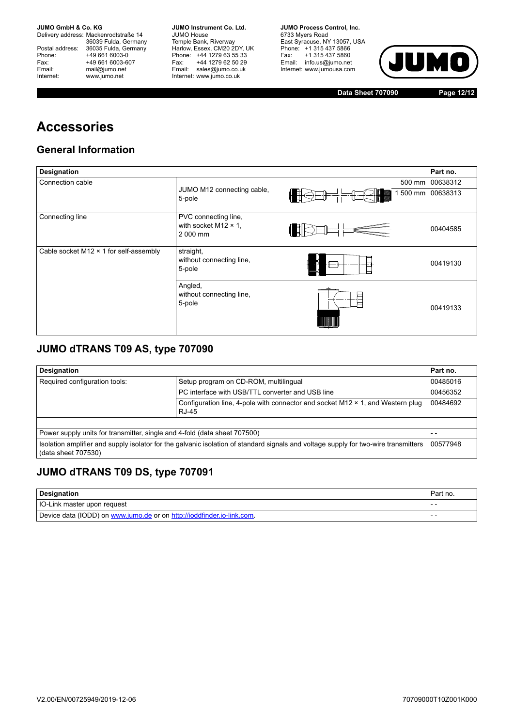# Accessories

## General Information

| Designation | | | Part no. |
|---|---|---|---|
| Connection cable | JUMO M12 connecting cable, 5-pole | 500 mm | 00638312 |
| | | 1 500 mm | 00638313 |
| Connecting line | PVC connecting line, with socket M12 × 1, 2 000 mm | | 00404585 |
| Cable socket M12 × 1 for self-assembly | straight, without connecting line, 5-pole | | 00419130 |
| | Angled, without connecting line, 5-pole | | 00419133 |

## JUMO dTRANS T09 AS, type 707090

| Designation | | Part no. |
|---|---|---|
| Required configuration tools: | Setup program on CD-ROM, multilingual | 00485016 |
| | PC interface with USB/TTL converter and USB line | 00456352 |
| | Configuration line, 4-pole with connector and socket M12 × 1, and Western plug RJ-45 | 00484692 |
| | | |
| Power supply units for transmitter, single and 4-fold (data sheet 707500) | | - - |
| Isolation amplifier and supply isolator for the galvanic isolation of standard signals and voltage supply for two-wire transmitters (data sheet 707530) | | 00577948 |

## JUMO dTRANS T09 DS, type 707091

| Designation | Part no. |
|---|---|
| IO-Link master upon request | - - |
| Device data (IODD) on www.jumo.de or on http://ioddfinder.io-link.com. | - - |

V2.00/EN/00725949/2019-12-06

70709000T10Z001K000